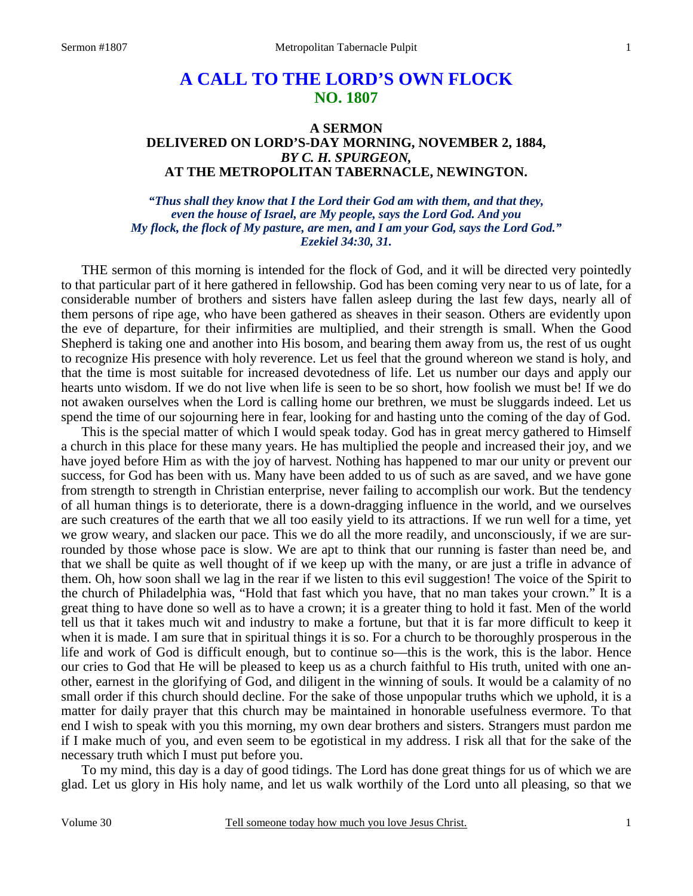# A CALL TO THE LORD'S OWN FLOCK
## NO. 1807

### A SERMON
### DELIVERED ON LORD'S-DAY MORNING, NOVEMBER 2, 1884,
### *BY C. H. SPURGEON,*
### AT THE METROPOLITAN TABERNACLE, NEWINGTON.

***"Thus shall they know that I the Lord their God am with them, and that they, even the house of Israel, are My people, says the Lord God. And you My flock, the flock of My pasture, are men, and I am your God, says the Lord God." Ezekiel 34:30, 31.***

THE sermon of this morning is intended for the flock of God, and it will be directed very pointedly to that particular part of it here gathered in fellowship. God has been coming very near to us of late, for a considerable number of brothers and sisters have fallen asleep during the last few days, nearly all of them persons of ripe age, who have been gathered as sheaves in their season. Others are evidently upon the eve of departure, for their infirmities are multiplied, and their strength is small. When the Good Shepherd is taking one and another into His bosom, and bearing them away from us, the rest of us ought to recognize His presence with holy reverence. Let us feel that the ground whereon we stand is holy, and that the time is most suitable for increased devotedness of life. Let us number our days and apply our hearts unto wisdom. If we do not live when life is seen to be so short, how foolish we must be! If we do not awaken ourselves when the Lord is calling home our brethren, we must be sluggards indeed. Let us spend the time of our sojourning here in fear, looking for and hasting unto the coming of the day of God.

This is the special matter of which I would speak today. God has in great mercy gathered to Himself a church in this place for these many years. He has multiplied the people and increased their joy, and we have joyed before Him as with the joy of harvest. Nothing has happened to mar our unity or prevent our success, for God has been with us. Many have been added to us of such as are saved, and we have gone from strength to strength in Christian enterprise, never failing to accomplish our work. But the tendency of all human things is to deteriorate, there is a down-dragging influence in the world, and we ourselves are such creatures of the earth that we all too easily yield to its attractions. If we run well for a time, yet we grow weary, and slacken our pace. This we do all the more readily, and unconsciously, if we are surrounded by those whose pace is slow. We are apt to think that our running is faster than need be, and that we shall be quite as well thought of if we keep up with the many, or are just a trifle in advance of them. Oh, how soon shall we lag in the rear if we listen to this evil suggestion! The voice of the Spirit to the church of Philadelphia was, "Hold that fast which you have, that no man takes your crown." It is a great thing to have done so well as to have a crown; it is a greater thing to hold it fast. Men of the world tell us that it takes much wit and industry to make a fortune, but that it is far more difficult to keep it when it is made. I am sure that in spiritual things it is so. For a church to be thoroughly prosperous in the life and work of God is difficult enough, but to continue so—this is the work, this is the labor. Hence our cries to God that He will be pleased to keep us as a church faithful to His truth, united with one another, earnest in the glorifying of God, and diligent in the winning of souls. It would be a calamity of no small order if this church should decline. For the sake of those unpopular truths which we uphold, it is a matter for daily prayer that this church may be maintained in honorable usefulness evermore. To that end I wish to speak with you this morning, my own dear brothers and sisters. Strangers must pardon me if I make much of you, and even seem to be egotistical in my address. I risk all that for the sake of the necessary truth which I must put before you.

To my mind, this day is a day of good tidings. The Lord has done great things for us of which we are glad. Let us glory in His holy name, and let us walk worthily of the Lord unto all pleasing, so that we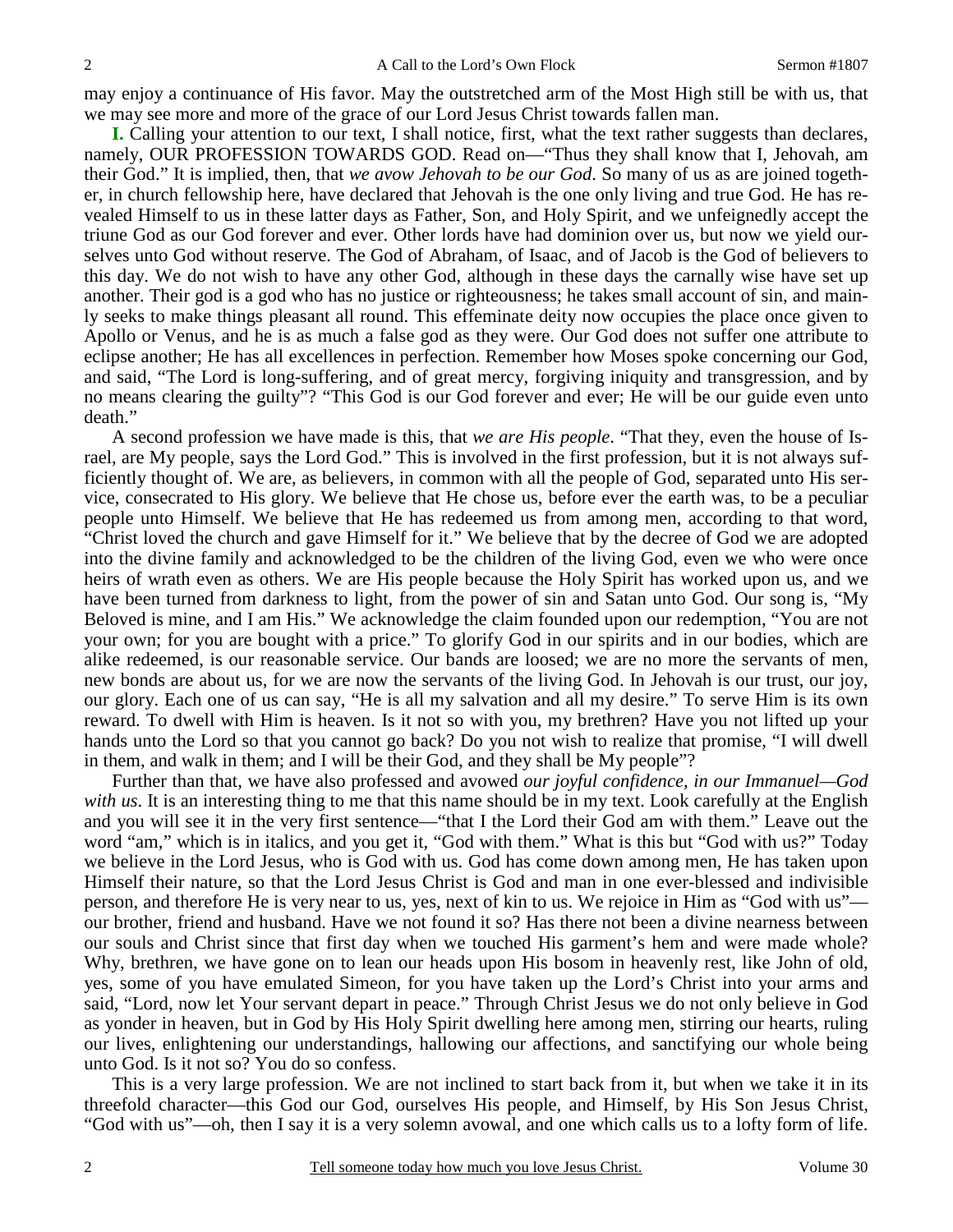may enjoy a continuance of His favor. May the outstretched arm of the Most High still be with us, that we may see more and more of the grace of our Lord Jesus Christ towards fallen man.

**I.** Calling your attention to our text, I shall notice, first, what the text rather suggests than declares, namely, OUR PROFESSION TOWARDS GOD. Read on—"Thus they shall know that I, Jehovah, am their God." It is implied, then, that *we avow Jehovah to be our God*. So many of us as are joined together, in church fellowship here, have declared that Jehovah is the one only living and true God. He has revealed Himself to us in these latter days as Father, Son, and Holy Spirit, and we unfeignedly accept the triune God as our God forever and ever. Other lords have had dominion over us, but now we yield ourselves unto God without reserve. The God of Abraham, of Isaac, and of Jacob is the God of believers to this day. We do not wish to have any other God, although in these days the carnally wise have set up another. Their god is a god who has no justice or righteousness; he takes small account of sin, and mainly seeks to make things pleasant all round. This effeminate deity now occupies the place once given to Apollo or Venus, and he is as much a false god as they were. Our God does not suffer one attribute to eclipse another; He has all excellences in perfection. Remember how Moses spoke concerning our God, and said, "The Lord is long-suffering, and of great mercy, forgiving iniquity and transgression, and by no means clearing the guilty"? "This God is our God forever and ever; He will be our guide even unto death."

A second profession we have made is this, that *we are His people*. "That they, even the house of Israel, are My people, says the Lord God." This is involved in the first profession, but it is not always sufficiently thought of. We are, as believers, in common with all the people of God, separated unto His service, consecrated to His glory. We believe that He chose us, before ever the earth was, to be a peculiar people unto Himself. We believe that He has redeemed us from among men, according to that word, "Christ loved the church and gave Himself for it." We believe that by the decree of God we are adopted into the divine family and acknowledged to be the children of the living God, even we who were once heirs of wrath even as others. We are His people because the Holy Spirit has worked upon us, and we have been turned from darkness to light, from the power of sin and Satan unto God. Our song is, "My Beloved is mine, and I am His." We acknowledge the claim founded upon our redemption, "You are not your own; for you are bought with a price." To glorify God in our spirits and in our bodies, which are alike redeemed, is our reasonable service. Our bands are loosed; we are no more the servants of men, new bonds are about us, for we are now the servants of the living God. In Jehovah is our trust, our joy, our glory. Each one of us can say, "He is all my salvation and all my desire." To serve Him is its own reward. To dwell with Him is heaven. Is it not so with you, my brethren? Have you not lifted up your hands unto the Lord so that you cannot go back? Do you not wish to realize that promise, "I will dwell in them, and walk in them; and I will be their God, and they shall be My people"?

Further than that, we have also professed and avowed *our joyful confidence, in our Immanuel—God with us*. It is an interesting thing to me that this name should be in my text. Look carefully at the English and you will see it in the very first sentence—"that I the Lord their God am with them." Leave out the word "am," which is in italics, and you get it, "God with them." What is this but "God with us?" Today we believe in the Lord Jesus, who is God with us. God has come down among men, He has taken upon Himself their nature, so that the Lord Jesus Christ is God and man in one ever-blessed and indivisible person, and therefore He is very near to us, yes, next of kin to us. We rejoice in Him as "God with us"—our brother, friend and husband. Have we not found it so? Has there not been a divine nearness between our souls and Christ since that first day when we touched His garment's hem and were made whole? Why, brethren, we have gone on to lean our heads upon His bosom in heavenly rest, like John of old, yes, some of you have emulated Simeon, for you have taken up the Lord's Christ into your arms and said, "Lord, now let Your servant depart in peace." Through Christ Jesus we do not only believe in God as yonder in heaven, but in God by His Holy Spirit dwelling here among men, stirring our hearts, ruling our lives, enlightening our understandings, hallowing our affections, and sanctifying our whole being unto God. Is it not so? You do so confess.

This is a very large profession. We are not inclined to start back from it, but when we take it in its threefold character—this God our God, ourselves His people, and Himself, by His Son Jesus Christ, "God with us"—oh, then I say it is a very solemn avowal, and one which calls us to a lofty form of life.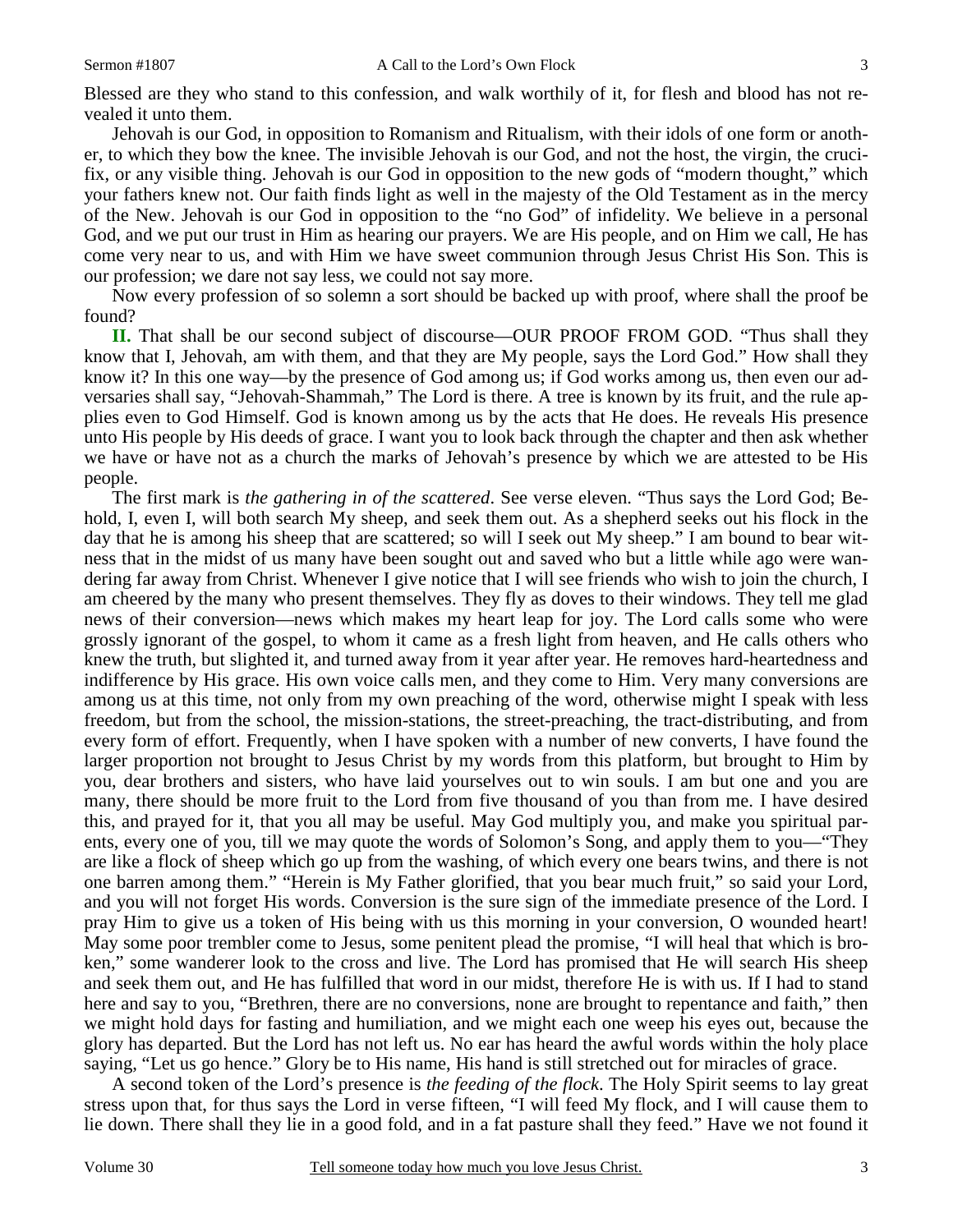Blessed are they who stand to this confession, and walk worthily of it, for flesh and blood has not revealed it unto them.

Jehovah is our God, in opposition to Romanism and Ritualism, with their idols of one form or another, to which they bow the knee. The invisible Jehovah is our God, and not the host, the virgin, the crucifix, or any visible thing. Jehovah is our God in opposition to the new gods of "modern thought," which your fathers knew not. Our faith finds light as well in the majesty of the Old Testament as in the mercy of the New. Jehovah is our God in opposition to the "no God" of infidelity. We believe in a personal God, and we put our trust in Him as hearing our prayers. We are His people, and on Him we call, He has come very near to us, and with Him we have sweet communion through Jesus Christ His Son. This is our profession; we dare not say less, we could not say more.

Now every profession of so solemn a sort should be backed up with proof, where shall the proof be found?

**II.** That shall be our second subject of discourse—OUR PROOF FROM GOD. "Thus shall they know that I, Jehovah, am with them, and that they are My people, says the Lord God." How shall they know it? In this one way—by the presence of God among us; if God works among us, then even our adversaries shall say, "Jehovah-Shammah," The Lord is there. A tree is known by its fruit, and the rule applies even to God Himself. God is known among us by the acts that He does. He reveals His presence unto His people by His deeds of grace. I want you to look back through the chapter and then ask whether we have or have not as a church the marks of Jehovah's presence by which we are attested to be His people.

The first mark is *the gathering in of the scattered*. See verse eleven. "Thus says the Lord God; Behold, I, even I, will both search My sheep, and seek them out. As a shepherd seeks out his flock in the day that he is among his sheep that are scattered; so will I seek out My sheep." I am bound to bear witness that in the midst of us many have been sought out and saved who but a little while ago were wandering far away from Christ. Whenever I give notice that I will see friends who wish to join the church, I am cheered by the many who present themselves. They fly as doves to their windows. They tell me glad news of their conversion—news which makes my heart leap for joy. The Lord calls some who were grossly ignorant of the gospel, to whom it came as a fresh light from heaven, and He calls others who knew the truth, but slighted it, and turned away from it year after year. He removes hard-heartedness and indifference by His grace. His own voice calls men, and they come to Him. Very many conversions are among us at this time, not only from my own preaching of the word, otherwise might I speak with less freedom, but from the school, the mission-stations, the street-preaching, the tract-distributing, and from every form of effort. Frequently, when I have spoken with a number of new converts, I have found the larger proportion not brought to Jesus Christ by my words from this platform, but brought to Him by you, dear brothers and sisters, who have laid yourselves out to win souls. I am but one and you are many, there should be more fruit to the Lord from five thousand of you than from me. I have desired this, and prayed for it, that you all may be useful. May God multiply you, and make you spiritual parents, every one of you, till we may quote the words of Solomon's Song, and apply them to you—"They are like a flock of sheep which go up from the washing, of which every one bears twins, and there is not one barren among them." "Herein is My Father glorified, that you bear much fruit," so said your Lord, and you will not forget His words. Conversion is the sure sign of the immediate presence of the Lord. I pray Him to give us a token of His being with us this morning in your conversion, O wounded heart! May some poor trembler come to Jesus, some penitent plead the promise, "I will heal that which is broken," some wanderer look to the cross and live. The Lord has promised that He will search His sheep and seek them out, and He has fulfilled that word in our midst, therefore He is with us. If I had to stand here and say to you, "Brethren, there are no conversions, none are brought to repentance and faith," then we might hold days for fasting and humiliation, and we might each one weep his eyes out, because the glory has departed. But the Lord has not left us. No ear has heard the awful words within the holy place saying, "Let us go hence." Glory be to His name, His hand is still stretched out for miracles of grace.

A second token of the Lord's presence is *the feeding of the flock*. The Holy Spirit seems to lay great stress upon that, for thus says the Lord in verse fifteen, "I will feed My flock, and I will cause them to lie down. There shall they lie in a good fold, and in a fat pasture shall they feed." Have we not found it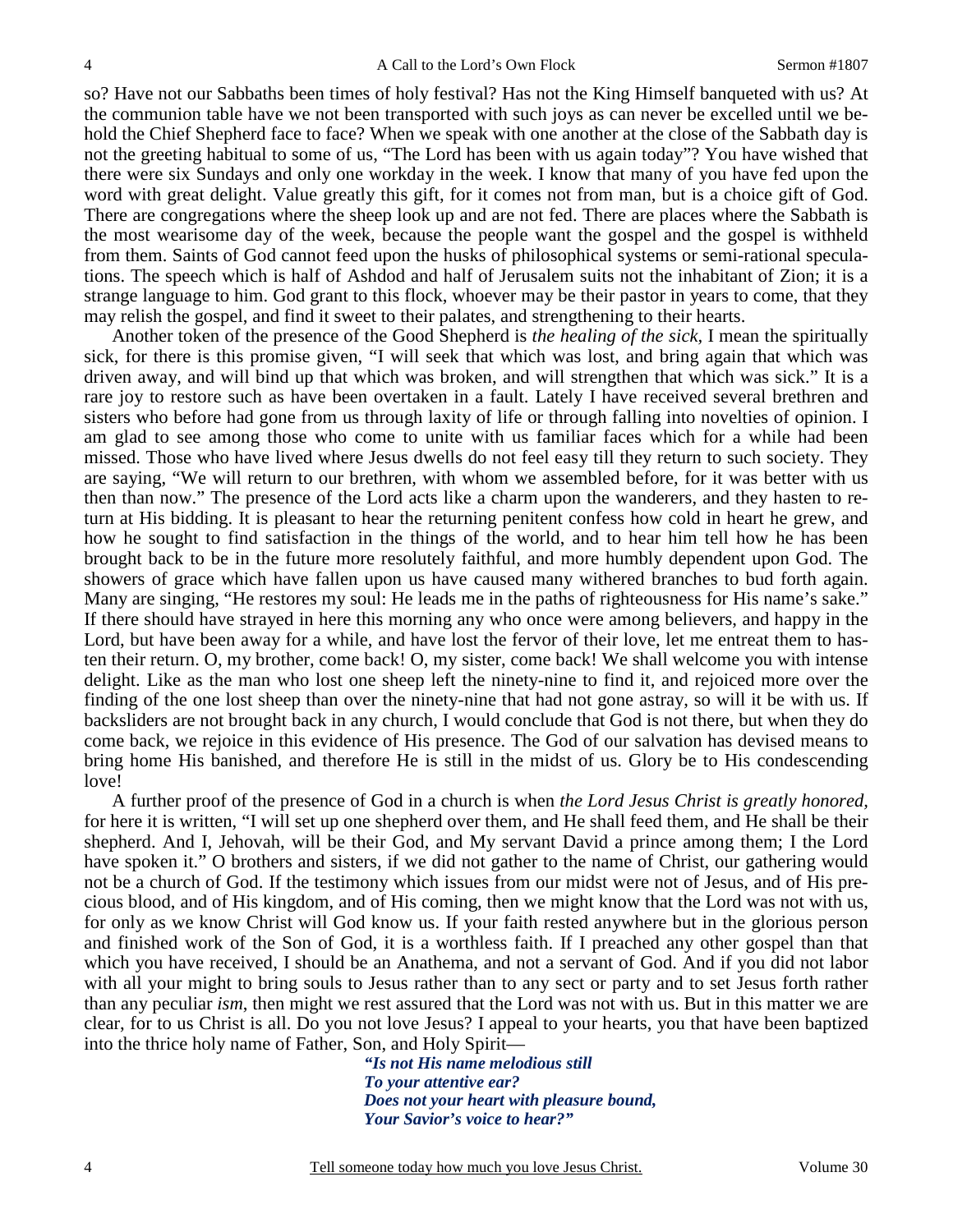so? Have not our Sabbaths been times of holy festival? Has not the King Himself banqueted with us? At the communion table have we not been transported with such joys as can never be excelled until we behold the Chief Shepherd face to face? When we speak with one another at the close of the Sabbath day is not the greeting habitual to some of us, "The Lord has been with us again today"? You have wished that there were six Sundays and only one workday in the week. I know that many of you have fed upon the word with great delight. Value greatly this gift, for it comes not from man, but is a choice gift of God. There are congregations where the sheep look up and are not fed. There are places where the Sabbath is the most wearisome day of the week, because the people want the gospel and the gospel is withheld from them. Saints of God cannot feed upon the husks of philosophical systems or semi-rational speculations. The speech which is half of Ashdod and half of Jerusalem suits not the inhabitant of Zion; it is a strange language to him. God grant to this flock, whoever may be their pastor in years to come, that they may relish the gospel, and find it sweet to their palates, and strengthening to their hearts.

Another token of the presence of the Good Shepherd is *the healing of the sick,* I mean the spiritually sick, for there is this promise given, "I will seek that which was lost, and bring again that which was driven away, and will bind up that which was broken, and will strengthen that which was sick." It is a rare joy to restore such as have been overtaken in a fault. Lately I have received several brethren and sisters who before had gone from us through laxity of life or through falling into novelties of opinion. I am glad to see among those who come to unite with us familiar faces which for a while had been missed. Those who have lived where Jesus dwells do not feel easy till they return to such society. They are saying, "We will return to our brethren, with whom we assembled before, for it was better with us then than now." The presence of the Lord acts like a charm upon the wanderers, and they hasten to return at His bidding. It is pleasant to hear the returning penitent confess how cold in heart he grew, and how he sought to find satisfaction in the things of the world, and to hear him tell how he has been brought back to be in the future more resolutely faithful, and more humbly dependent upon God. The showers of grace which have fallen upon us have caused many withered branches to bud forth again. Many are singing, "He restores my soul: He leads me in the paths of righteousness for His name's sake." If there should have strayed in here this morning any who once were among believers, and happy in the Lord, but have been away for a while, and have lost the fervor of their love, let me entreat them to hasten their return. O, my brother, come back! O, my sister, come back! We shall welcome you with intense delight. Like as the man who lost one sheep left the ninety-nine to find it, and rejoiced more over the finding of the one lost sheep than over the ninety-nine that had not gone astray, so will it be with us. If backsliders are not brought back in any church, I would conclude that God is not there, but when they do come back, we rejoice in this evidence of His presence. The God of our salvation has devised means to bring home His banished, and therefore He is still in the midst of us. Glory be to His condescending love!

A further proof of the presence of God in a church is when *the Lord Jesus Christ is greatly honored,* for here it is written, "I will set up one shepherd over them, and He shall feed them, and He shall be their shepherd. And I, Jehovah, will be their God, and My servant David a prince among them; I the Lord have spoken it." O brothers and sisters, if we did not gather to the name of Christ, our gathering would not be a church of God. If the testimony which issues from our midst were not of Jesus, and of His precious blood, and of His kingdom, and of His coming, then we might know that the Lord was not with us, for only as we know Christ will God know us. If your faith rested anywhere but in the glorious person and finished work of the Son of God, it is a worthless faith. If I preached any other gospel than that which you have received, I should be an Anathema, and not a servant of God. And if you did not labor with all your might to bring souls to Jesus rather than to any sect or party and to set Jesus forth rather than any peculiar *ism*, then might we rest assured that the Lord was not with us. But in this matter we are clear, for to us Christ is all. Do you not love Jesus? I appeal to your hearts, you that have been baptized into the thrice holy name of Father, Son, and Holy Spirit—

> ***"Is not His name melodious still***
> ***To your attentive ear?***
> ***Does not your heart with pleasure bound,***
> ***Your Savior's voice to hear?"***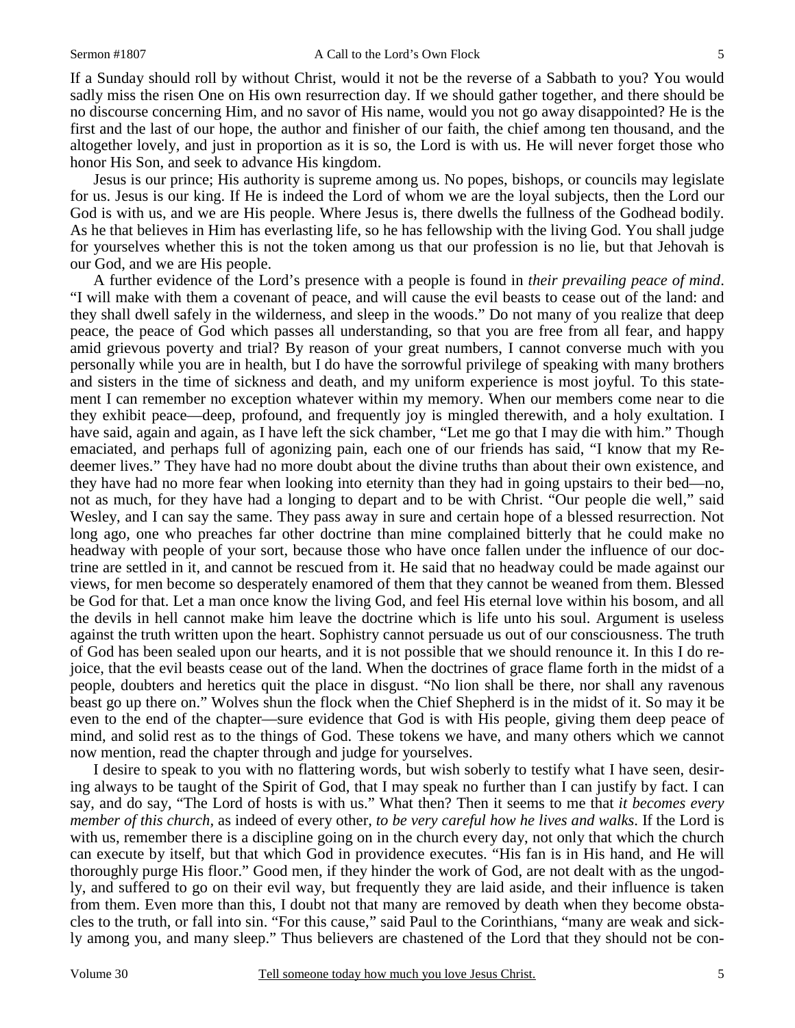If a Sunday should roll by without Christ, would it not be the reverse of a Sabbath to you? You would sadly miss the risen One on His own resurrection day. If we should gather together, and there should be no discourse concerning Him, and no savor of His name, would you not go away disappointed? He is the first and the last of our hope, the author and finisher of our faith, the chief among ten thousand, and the altogether lovely, and just in proportion as it is so, the Lord is with us. He will never forget those who honor His Son, and seek to advance His kingdom.

Jesus is our prince; His authority is supreme among us. No popes, bishops, or councils may legislate for us. Jesus is our king. If He is indeed the Lord of whom we are the loyal subjects, then the Lord our God is with us, and we are His people. Where Jesus is, there dwells the fullness of the Godhead bodily. As he that believes in Him has everlasting life, so he has fellowship with the living God. You shall judge for yourselves whether this is not the token among us that our profession is no lie, but that Jehovah is our God, and we are His people.

A further evidence of the Lord's presence with a people is found in *their prevailing peace of mind*. "I will make with them a covenant of peace, and will cause the evil beasts to cease out of the land: and they shall dwell safely in the wilderness, and sleep in the woods." Do not many of you realize that deep peace, the peace of God which passes all understanding, so that you are free from all fear, and happy amid grievous poverty and trial? By reason of your great numbers, I cannot converse much with you personally while you are in health, but I do have the sorrowful privilege of speaking with many brothers and sisters in the time of sickness and death, and my uniform experience is most joyful. To this statement I can remember no exception whatever within my memory. When our members come near to die they exhibit peace—deep, profound, and frequently joy is mingled therewith, and a holy exultation. I have said, again and again, as I have left the sick chamber, "Let me go that I may die with him." Though emaciated, and perhaps full of agonizing pain, each one of our friends has said, "I know that my Redeemer lives." They have had no more doubt about the divine truths than about their own existence, and they have had no more fear when looking into eternity than they had in going upstairs to their bed—no, not as much, for they have had a longing to depart and to be with Christ. "Our people die well," said Wesley, and I can say the same. They pass away in sure and certain hope of a blessed resurrection. Not long ago, one who preaches far other doctrine than mine complained bitterly that he could make no headway with people of your sort, because those who have once fallen under the influence of our doctrine are settled in it, and cannot be rescued from it. He said that no headway could be made against our views, for men become so desperately enamored of them that they cannot be weaned from them. Blessed be God for that. Let a man once know the living God, and feel His eternal love within his bosom, and all the devils in hell cannot make him leave the doctrine which is life unto his soul. Argument is useless against the truth written upon the heart. Sophistry cannot persuade us out of our consciousness. The truth of God has been sealed upon our hearts, and it is not possible that we should renounce it. In this I do rejoice, that the evil beasts cease out of the land. When the doctrines of grace flame forth in the midst of a people, doubters and heretics quit the place in disgust. "No lion shall be there, nor shall any ravenous beast go up there on." Wolves shun the flock when the Chief Shepherd is in the midst of it. So may it be even to the end of the chapter—sure evidence that God is with His people, giving them deep peace of mind, and solid rest as to the things of God. These tokens we have, and many others which we cannot now mention, read the chapter through and judge for yourselves.

I desire to speak to you with no flattering words, but wish soberly to testify what I have seen, desiring always to be taught of the Spirit of God, that I may speak no further than I can justify by fact. I can say, and do say, "The Lord of hosts is with us." What then? Then it seems to me that *it becomes every member of this church,* as indeed of every other, *to be very careful how he lives and walks*. If the Lord is with us, remember there is a discipline going on in the church every day, not only that which the church can execute by itself, but that which God in providence executes. "His fan is in His hand, and He will thoroughly purge His floor." Good men, if they hinder the work of God, are not dealt with as the ungodly, and suffered to go on their evil way, but frequently they are laid aside, and their influence is taken from them. Even more than this, I doubt not that many are removed by death when they become obstacles to the truth, or fall into sin. "For this cause," said Paul to the Corinthians, "many are weak and sickly among you, and many sleep." Thus believers are chastened of the Lord that they should not be con-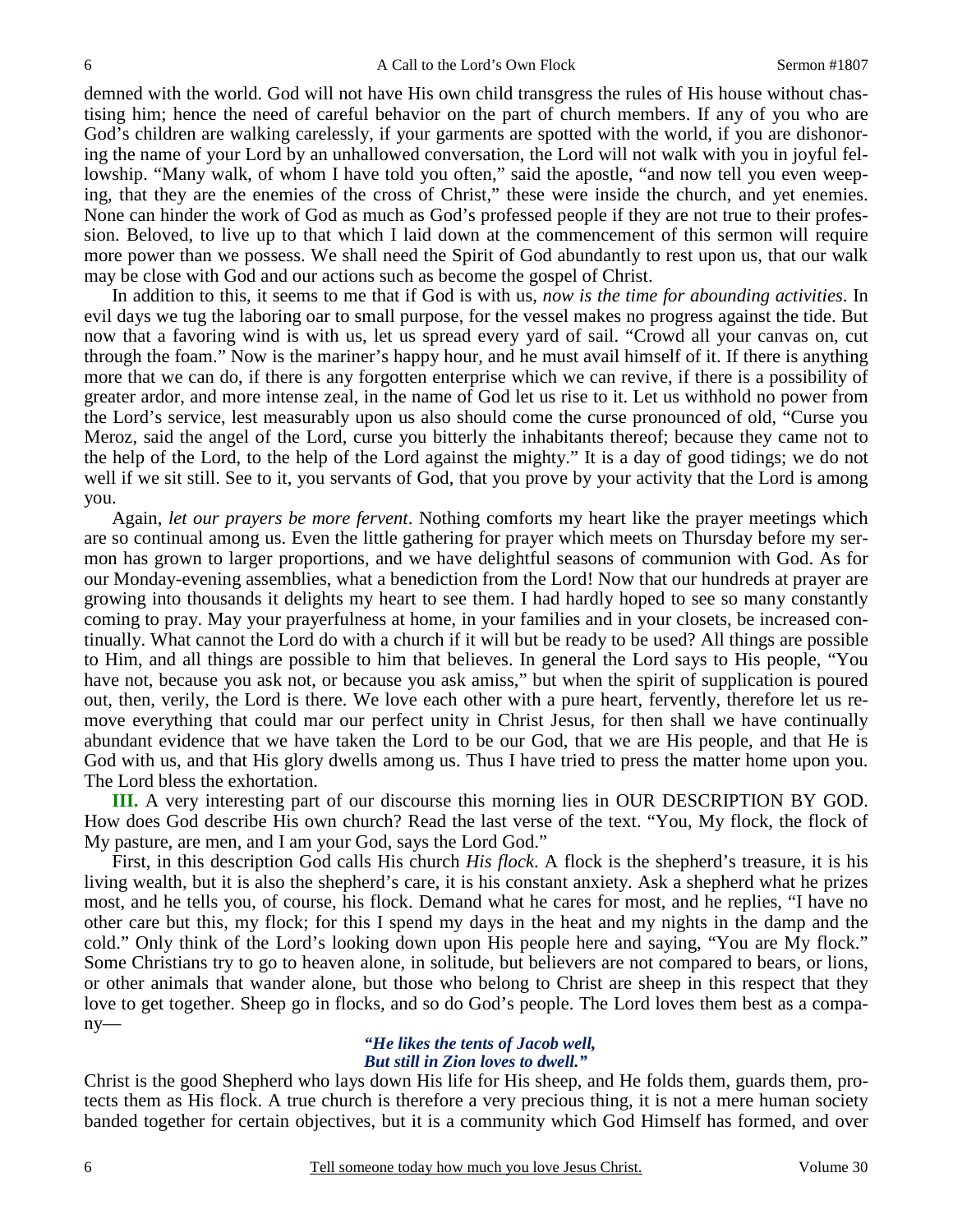demned with the world. God will not have His own child transgress the rules of His house without chastising him; hence the need of careful behavior on the part of church members. If any of you who are God's children are walking carelessly, if your garments are spotted with the world, if you are dishonoring the name of your Lord by an unhallowed conversation, the Lord will not walk with you in joyful fellowship. "Many walk, of whom I have told you often," said the apostle, "and now tell you even weeping, that they are the enemies of the cross of Christ," these were inside the church, and yet enemies. None can hinder the work of God as much as God's professed people if they are not true to their profession. Beloved, to live up to that which I laid down at the commencement of this sermon will require more power than we possess. We shall need the Spirit of God abundantly to rest upon us, that our walk may be close with God and our actions such as become the gospel of Christ.

In addition to this, it seems to me that if God is with us, *now is the time for abounding activities*. In evil days we tug the laboring oar to small purpose, for the vessel makes no progress against the tide. But now that a favoring wind is with us, let us spread every yard of sail. "Crowd all your canvas on, cut through the foam." Now is the mariner's happy hour, and he must avail himself of it. If there is anything more that we can do, if there is any forgotten enterprise which we can revive, if there is a possibility of greater ardor, and more intense zeal, in the name of God let us rise to it. Let us withhold no power from the Lord's service, lest measurably upon us also should come the curse pronounced of old, "Curse you Meroz, said the angel of the Lord, curse you bitterly the inhabitants thereof; because they came not to the help of the Lord, to the help of the Lord against the mighty." It is a day of good tidings; we do not well if we sit still. See to it, you servants of God, that you prove by your activity that the Lord is among you.

Again, *let our prayers be more fervent*. Nothing comforts my heart like the prayer meetings which are so continual among us. Even the little gathering for prayer which meets on Thursday before my sermon has grown to larger proportions, and we have delightful seasons of communion with God. As for our Monday-evening assemblies, what a benediction from the Lord! Now that our hundreds at prayer are growing into thousands it delights my heart to see them. I had hardly hoped to see so many constantly coming to pray. May your prayerfulness at home, in your families and in your closets, be increased continually. What cannot the Lord do with a church if it will but be ready to be used? All things are possible to Him, and all things are possible to him that believes. In general the Lord says to His people, "You have not, because you ask not, or because you ask amiss," but when the spirit of supplication is poured out, then, verily, the Lord is there. We love each other with a pure heart, fervently, therefore let us remove everything that could mar our perfect unity in Christ Jesus, for then shall we have continually abundant evidence that we have taken the Lord to be our God, that we are His people, and that He is God with us, and that His glory dwells among us. Thus I have tried to press the matter home upon you. The Lord bless the exhortation.

**III.** A very interesting part of our discourse this morning lies in OUR DESCRIPTION BY GOD. How does God describe His own church? Read the last verse of the text. "You, My flock, the flock of My pasture, are men, and I am your God, says the Lord God."

First, in this description God calls His church *His flock*. A flock is the shepherd's treasure, it is his living wealth, but it is also the shepherd's care, it is his constant anxiety. Ask a shepherd what he prizes most, and he tells you, of course, his flock. Demand what he cares for most, and he replies, "I have no other care but this, my flock; for this I spend my days in the heat and my nights in the damp and the cold." Only think of the Lord's looking down upon His people here and saying, "You are My flock." Some Christians try to go to heaven alone, in solitude, but believers are not compared to bears, or lions, or other animals that wander alone, but those who belong to Christ are sheep in this respect that they love to get together. Sheep go in flocks, and so do God's people. The Lord loves them best as a company—

> ***"He likes the tents of Jacob well,***
> ***But still in Zion loves to dwell."***

Christ is the good Shepherd who lays down His life for His sheep, and He folds them, guards them, protects them as His flock. A true church is therefore a very precious thing, it is not a mere human society banded together for certain objectives, but it is a community which God Himself has formed, and over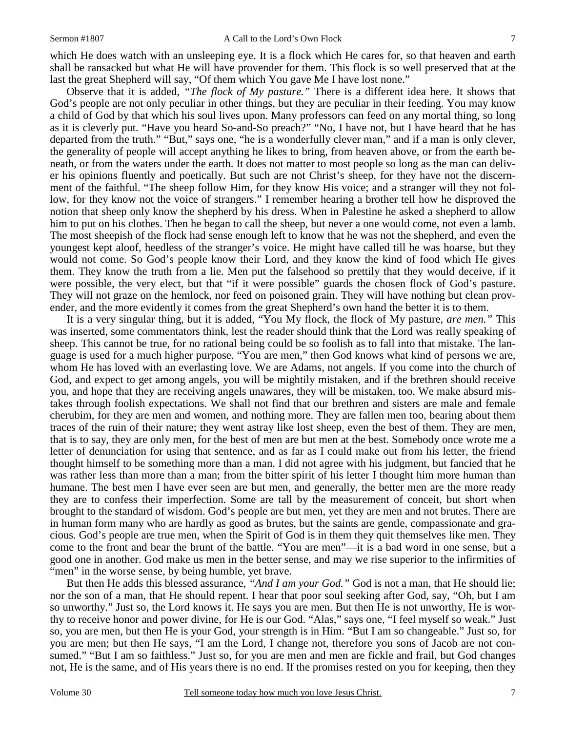which He does watch with an unsleeping eye. It is a flock which He cares for, so that heaven and earth shall be ransacked but what He will have provender for them. This flock is so well preserved that at the last the great Shepherd will say, "Of them which You gave Me I have lost none."

Observe that it is added, *"The flock of My pasture."* There is a different idea here. It shows that God's people are not only peculiar in other things, but they are peculiar in their feeding. You may know a child of God by that which his soul lives upon. Many professors can feed on any mortal thing, so long as it is cleverly put. "Have you heard So-and-So preach?" "No, I have not, but I have heard that he has departed from the truth." "But," says one, "he is a wonderfully clever man," and if a man is only clever, the generality of people will accept anything he likes to bring, from heaven above, or from the earth beneath, or from the waters under the earth. It does not matter to most people so long as the man can deliver his opinions fluently and poetically. But such are not Christ's sheep, for they have not the discernment of the faithful. "The sheep follow Him, for they know His voice; and a stranger will they not follow, for they know not the voice of strangers." I remember hearing a brother tell how he disproved the notion that sheep only know the shepherd by his dress. When in Palestine he asked a shepherd to allow him to put on his clothes. Then he began to call the sheep, but never a one would come, not even a lamb. The most sheepish of the flock had sense enough left to know that he was not the shepherd, and even the youngest kept aloof, heedless of the stranger's voice. He might have called till he was hoarse, but they would not come. So God's people know their Lord, and they know the kind of food which He gives them. They know the truth from a lie. Men put the falsehood so prettily that they would deceive, if it were possible, the very elect, but that "if it were possible" guards the chosen flock of God's pasture. They will not graze on the hemlock, nor feed on poisoned grain. They will have nothing but clean provender, and the more evidently it comes from the great Shepherd's own hand the better it is to them.

It is a very singular thing, but it is added, "You My flock, the flock of My pasture, *are men."* This was inserted, some commentators think, lest the reader should think that the Lord was really speaking of sheep. This cannot be true, for no rational being could be so foolish as to fall into that mistake. The language is used for a much higher purpose. "You are men," then God knows what kind of persons we are, whom He has loved with an everlasting love. We are Adams, not angels. If you come into the church of God, and expect to get among angels, you will be mightily mistaken, and if the brethren should receive you, and hope that they are receiving angels unawares, they will be mistaken, too. We make absurd mistakes through foolish expectations. We shall not find that our brethren and sisters are male and female cherubim, for they are men and women, and nothing more. They are fallen men too, bearing about them traces of the ruin of their nature; they went astray like lost sheep, even the best of them. They are men, that is to say, they are only men, for the best of men are but men at the best. Somebody once wrote me a letter of denunciation for using that sentence, and as far as I could make out from his letter, the friend thought himself to be something more than a man. I did not agree with his judgment, but fancied that he was rather less than more than a man; from the bitter spirit of his letter I thought him more human than humane. The best men I have ever seen are but men, and generally, the better men are the more ready they are to confess their imperfection. Some are tall by the measurement of conceit, but short when brought to the standard of wisdom. God's people are but men, yet they are men and not brutes. There are in human form many who are hardly as good as brutes, but the saints are gentle, compassionate and gracious. God's people are true men, when the Spirit of God is in them they quit themselves like men. They come to the front and bear the brunt of the battle. "You are men"—it is a bad word in one sense, but a good one in another. God make us men in the better sense, and may we rise superior to the infirmities of "men" in the worse sense, by being humble, yet brave.

But then He adds this blessed assurance, *"And I am your God."* God is not a man, that He should lie; nor the son of a man, that He should repent. I hear that poor soul seeking after God, say, "Oh, but I am so unworthy." Just so, the Lord knows it. He says you are men. But then He is not unworthy, He is worthy to receive honor and power divine, for He is our God. "Alas," says one, "I feel myself so weak." Just so, you are men, but then He is your God, your strength is in Him. "But I am so changeable." Just so, for you are men; but then He says, "I am the Lord, I change not, therefore you sons of Jacob are not consumed." "But I am so faithless." Just so, for you are men and men are fickle and frail, but God changes not, He is the same, and of His years there is no end. If the promises rested on you for keeping, then they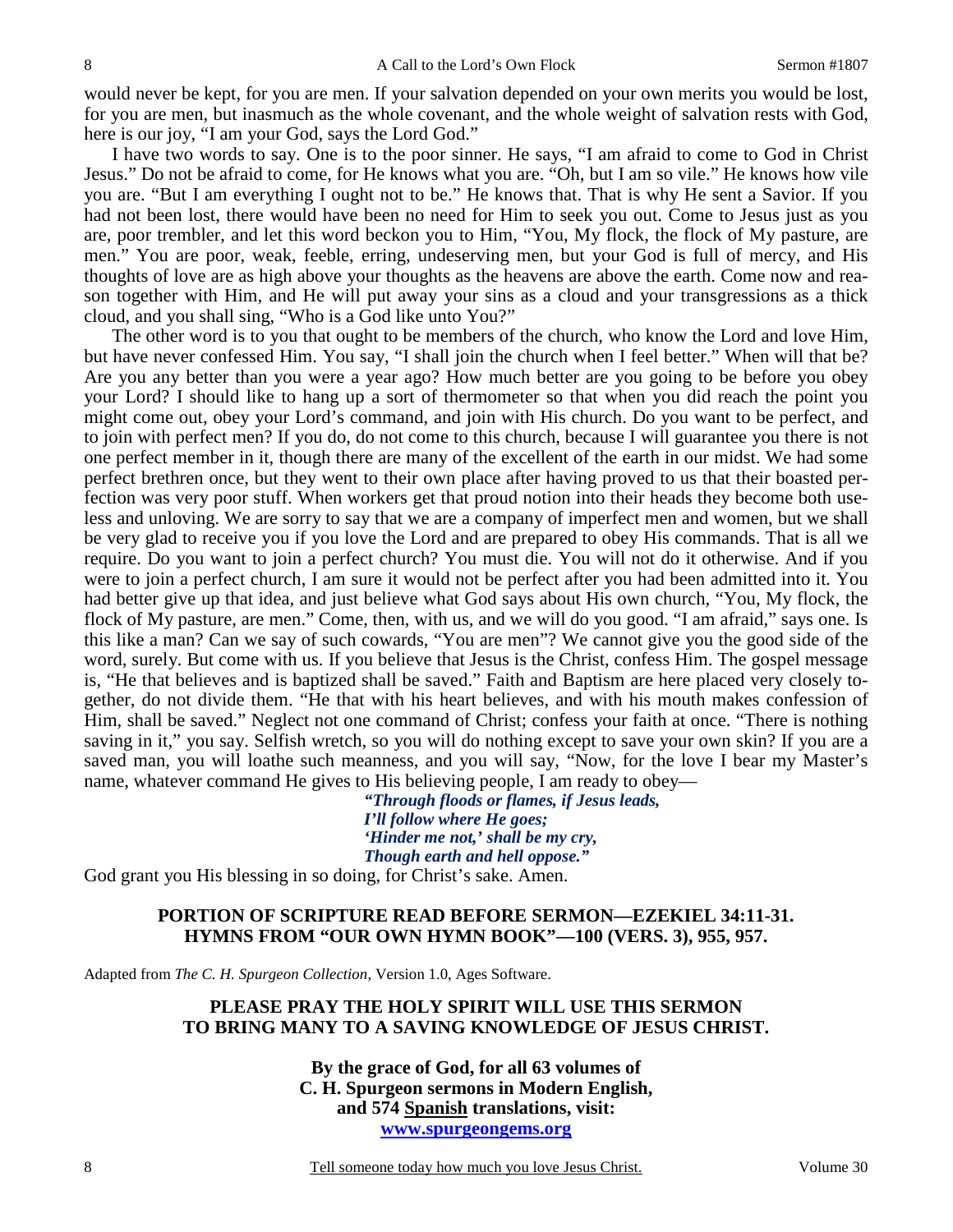would never be kept, for you are men. If your salvation depended on your own merits you would be lost, for you are men, but inasmuch as the whole covenant, and the whole weight of salvation rests with God, here is our joy, "I am your God, says the Lord God."

I have two words to say. One is to the poor sinner. He says, "I am afraid to come to God in Christ Jesus." Do not be afraid to come, for He knows what you are. "Oh, but I am so vile." He knows how vile you are. "But I am everything I ought not to be." He knows that. That is why He sent a Savior. If you had not been lost, there would have been no need for Him to seek you out. Come to Jesus just as you are, poor trembler, and let this word beckon you to Him, "You, My flock, the flock of My pasture, are men." You are poor, weak, feeble, erring, undeserving men, but your God is full of mercy, and His thoughts of love are as high above your thoughts as the heavens are above the earth. Come now and reason together with Him, and He will put away your sins as a cloud and your transgressions as a thick cloud, and you shall sing, "Who is a God like unto You?"

The other word is to you that ought to be members of the church, who know the Lord and love Him, but have never confessed Him. You say, "I shall join the church when I feel better." When will that be? Are you any better than you were a year ago? How much better are you going to be before you obey your Lord? I should like to hang up a sort of thermometer so that when you did reach the point you might come out, obey your Lord's command, and join with His church. Do you want to be perfect, and to join with perfect men? If you do, do not come to this church, because I will guarantee you there is not one perfect member in it, though there are many of the excellent of the earth in our midst. We had some perfect brethren once, but they went to their own place after having proved to us that their boasted perfection was very poor stuff. When workers get that proud notion into their heads they become both useless and unloving. We are sorry to say that we are a company of imperfect men and women, but we shall be very glad to receive you if you love the Lord and are prepared to obey His commands. That is all we require. Do you want to join a perfect church? You must die. You will not do it otherwise. And if you were to join a perfect church, I am sure it would not be perfect after you had been admitted into it. You had better give up that idea, and just believe what God says about His own church, "You, My flock, the flock of My pasture, are men." Come, then, with us, and we will do you good. "I am afraid," says one. Is this like a man? Can we say of such cowards, "You are men"? We cannot give you the good side of the word, surely. But come with us. If you believe that Jesus is the Christ, confess Him. The gospel message is, "He that believes and is baptized shall be saved." Faith and Baptism are here placed very closely together, do not divide them. "He that with his heart believes, and with his mouth makes confession of Him, shall be saved." Neglect not one command of Christ; confess your faith at once. "There is nothing saving in it," you say. Selfish wretch, so you will do nothing except to save your own skin? If you are a saved man, you will loathe such meanness, and you will say, "Now, for the love I bear my Master's name, whatever command He gives to His believing people, I am ready to obey—

> ***"Through floods or flames, if Jesus leads,***
> ***I'll follow where He goes;***
> ***'Hinder me not,' shall be my cry,***
> ***Though earth and hell oppose."***

God grant you His blessing in so doing, for Christ's sake. Amen.

**PORTION OF SCRIPTURE READ BEFORE SERMON—EZEKIEL 34:11-31.**
**HYMNS FROM "OUR OWN HYMN BOOK"—100 (VERS. 3), 955, 957.**

Adapted from *The C. H. Spurgeon Collection*, Version 1.0, Ages Software.

**PLEASE PRAY THE HOLY SPIRIT WILL USE THIS SERMON TO BRING MANY TO A SAVING KNOWLEDGE OF JESUS CHRIST.**

**By the grace of God, for all 63 volumes of C. H. Spurgeon sermons in Modern English, and 574 Spanish translations, visit: www.spurgeongems.org**